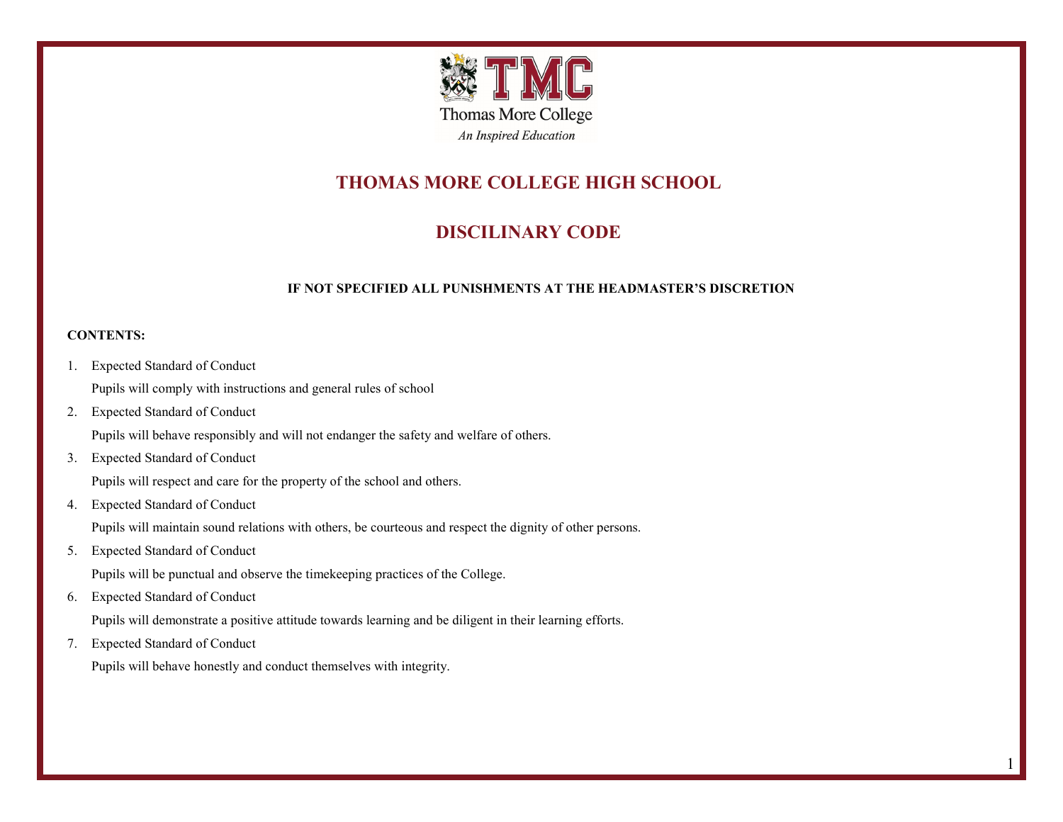Thomas More College
*An Inspired Education*

# THOMAS MORE COLLEGE HIGH SCHOOL

# DISCILINARY CODE

**IF NOT SPECIFIED ALL PUNISHMENTS AT THE HEADMASTER'S DISCRETION**

**CONTENTS:**

1. Expected Standard of Conduct

   Pupils will comply with instructions and general rules of school

2. Expected Standard of Conduct

   Pupils will behave responsibly and will not endanger the safety and welfare of others.

3. Expected Standard of Conduct

   Pupils will respect and care for the property of the school and others.

4. Expected Standard of Conduct

   Pupils will maintain sound relations with others, be courteous and respect the dignity of other persons.

5. Expected Standard of Conduct

   Pupils will be punctual and observe the timekeeping practices of the College.

6. Expected Standard of Conduct

   Pupils will demonstrate a positive attitude towards learning and be diligent in their learning efforts.

7. Expected Standard of Conduct

   Pupils will behave honestly and conduct themselves with integrity.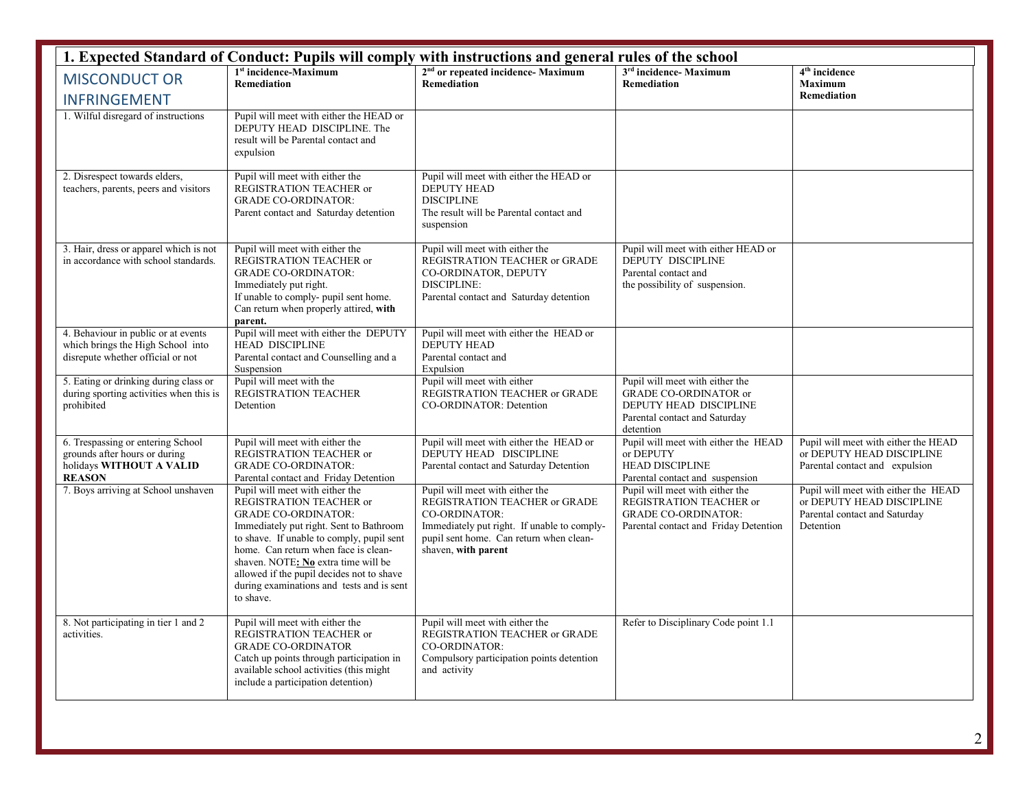## 1. Expected Standard of Conduct: Pupils will comply with instructions and general rules of the school

| MISCONDUCT OR INFRINGEMENT | 1st incidence-Maximum Remediation | 2nd or repeated incidence- Maximum Remediation | 3rd incidence- Maximum Remediation | 4th incidence Maximum Remediation |
|---|---|---|---|---|
| 1. Wilful disregard of instructions | Pupil will meet with either the HEAD or DEPUTY HEAD DISCIPLINE. The result will be Parental contact and expulsion | | | |
| 2. Disrespect towards elders, teachers, parents, peers and visitors | Pupil will meet with either the REGISTRATION TEACHER or GRADE CO-ORDINATOR: Parent contact and Saturday detention | Pupil will meet with either the HEAD or DEPUTY HEAD DISCIPLINE The result will be Parental contact and suspension | | |
| 3. Hair, dress or apparel which is not in accordance with school standards. | Pupil will meet with either the REGISTRATION TEACHER or GRADE CO-ORDINATOR: Immediately put right. If unable to comply- pupil sent home. Can return when properly attired, **with parent.** | Pupil will meet with either the REGISTRATION TEACHER or GRADE CO-ORDINATOR, DEPUTY DISCIPLINE: Parental contact and Saturday detention | Pupil will meet with either HEAD or DEPUTY DISCIPLINE Parental contact and the possibility of suspension. | |
| 4. Behaviour in public or at events which brings the High School into disrepute whether official or not | Pupil will meet with either the DEPUTY HEAD DISCIPLINE Parental contact and Counselling and a Suspension | Pupil will meet with either the HEAD or DEPUTY HEAD Parental contact and Expulsion | | |
| 5. Eating or drinking during class or during sporting activities when this is prohibited | Pupil will meet with the REGISTRATION TEACHER Detention | Pupil will meet with either REGISTRATION TEACHER or GRADE CO-ORDINATOR: Detention | Pupil will meet with either the GRADE CO-ORDINATOR or DEPUTY HEAD DISCIPLINE Parental contact and Saturday detention | |
| 6. Trespassing or entering School grounds after hours or during holidays **WITHOUT A VALID REASON** | Pupil will meet with either the REGISTRATION TEACHER or GRADE CO-ORDINATOR: Parental contact and Friday Detention | Pupil will meet with either the HEAD or DEPUTY HEAD DISCIPLINE Parental contact and Saturday Detention | Pupil will meet with either the HEAD or DEPUTY HEAD DISCIPLINE Parental contact and suspension | Pupil will meet with either the HEAD or DEPUTY HEAD DISCIPLINE Parental contact and expulsion |
| 7. Boys arriving at School unshaven | Pupil will meet with either the REGISTRATION TEACHER or GRADE CO-ORDINATOR: Immediately put right. Sent to Bathroom to shave. If unable to comply, pupil sent home. Can return when face is clean-shaven. NOTE: **No** extra time will be allowed if the pupil decides not to shave during examinations and tests and is sent to shave. | Pupil will meet with either the REGISTRATION TEACHER or GRADE CO-ORDINATOR: Immediately put right. If unable to comply- pupil sent home. Can return when clean-shaven, **with parent** | Pupil will meet with either the REGISTRATION TEACHER or GRADE CO-ORDINATOR: Parental contact and Friday Detention | Pupil will meet with either the HEAD or DEPUTY HEAD DISCIPLINE Parental contact and Saturday Detention |
| 8. Not participating in tier 1 and 2 activities. | Pupil will meet with either the REGISTRATION TEACHER or GRADE CO-ORDINATOR Catch up points through participation in available school activities (this might include a participation detention) | Pupil will meet with either the REGISTRATION TEACHER or GRADE CO-ORDINATOR: Compulsory participation points detention and activity | Refer to Disciplinary Code point 1.1 | |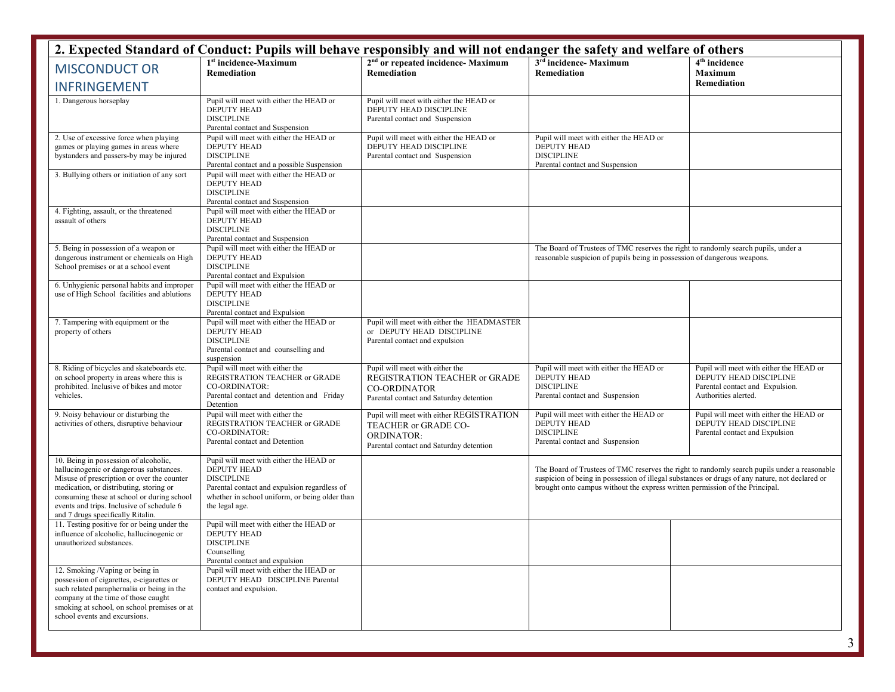## 2. Expected Standard of Conduct: Pupils will behave responsibly and will not endanger the safety and welfare of others

| MISCONDUCT OR INFRINGEMENT | 1st incidence-Maximum Remediation | 2nd or repeated incidence- Maximum Remediation | 3rd incidence- Maximum Remediation | 4th incidence Maximum Remediation |
|---|---|---|---|---|
| 1. Dangerous horseplay | Pupil will meet with either the HEAD or DEPUTY HEAD DISCIPLINE Parental contact and Suspension | Pupil will meet with either the HEAD or DEPUTY HEAD DISCIPLINE Parental contact and Suspension | | |
| 2. Use of excessive force when playing games or playing games in areas where bystanders and passers-by may be injured | Pupil will meet with either the HEAD or DEPUTY HEAD DISCIPLINE Parental contact and a possible Suspension | Pupil will meet with either the HEAD or DEPUTY HEAD DISCIPLINE Parental contact and Suspension | Pupil will meet with either the HEAD or DEPUTY HEAD DISCIPLINE Parental contact and Suspension | |
| 3. Bullying others or initiation of any sort | Pupil will meet with either the HEAD or DEPUTY HEAD DISCIPLINE Parental contact and Suspension | | | |
| 4. Fighting, assault, or the threatened assault of others | Pupil will meet with either the HEAD or DEPUTY HEAD DISCIPLINE Parental contact and Suspension | | | |
| 5. Being in possession of a weapon or dangerous instrument or chemicals on High School premises or at a school event | Pupil will meet with either the HEAD or DEPUTY HEAD DISCIPLINE Parental contact and Expulsion | | The Board of Trustees of TMC reserves the right to randomly search pupils, under a reasonable suspicion of pupils being in possession of dangerous weapons. | |
| 6. Unhygienic personal habits and improper use of High School facilities and ablutions | Pupil will meet with either the HEAD or DEPUTY HEAD DISCIPLINE Parental contact and Expulsion | | | |
| 7. Tampering with equipment or the property of others | Pupil will meet with either the HEAD or DEPUTY HEAD DISCIPLINE Parental contact and counselling and suspension | Pupil will meet with either the HEADMASTER or DEPUTY HEAD DISCIPLINE Parental contact and expulsion | | |
| 8. Riding of bicycles and skateboards etc. on school property in areas where this is prohibited. Inclusive of bikes and motor vehicles. | Pupil will meet with either the REGISTRATION TEACHER or GRADE CO-ORDINATOR: Parental contact and detention and Friday Detention | Pupil will meet with either the REGISTRATION TEACHER or GRADE CO-ORDINATOR Parental contact and Saturday detention | Pupil will meet with either the HEAD or DEPUTY HEAD DISCIPLINE Parental contact and Suspension | Pupil will meet with either the HEAD or DEPUTY HEAD DISCIPLINE Parental contact and Expulsion. Authorities alerted. |
| 9. Noisy behaviour or disturbing the activities of others, disruptive behaviour | Pupil will meet with either the REGISTRATION TEACHER or GRADE CO-ORDINATOR: Parental contact and Detention | Pupil will meet with either REGISTRATION TEACHER or GRADE CO-ORDINATOR: Parental contact and Saturday detention | Pupil will meet with either the HEAD or DEPUTY HEAD DISCIPLINE Parental contact and Suspension | Pupil will meet with either the HEAD or DEPUTY HEAD DISCIPLINE Parental contact and Expulsion |
| 10. Being in possession of alcoholic, hallucinogenic or dangerous substances. Misuse of prescription or over the counter medication, or distributing, storing or consuming these at school or during school events and trips. Inclusive of schedule 6 and 7 drugs specifically Ritalin. | Pupil will meet with either the HEAD or DEPUTY HEAD DISCIPLINE Parental contact and expulsion regardless of whether in school uniform, or being older than the legal age. | | The Board of Trustees of TMC reserves the right to randomly search pupils under a reasonable suspicion of being in possession of illegal substances or drugs of any nature, not declared or brought onto campus without the express written permission of the Principal. | |
| 11. Testing positive for or being under the influence of alcoholic, hallucinogenic or unauthorized substances. | Pupil will meet with either the HEAD or DEPUTY HEAD DISCIPLINE Counselling Parental contact and expulsion | | | |
| 12. Smoking /Vaping or being in possession of cigarettes, e-cigarettes or such related paraphernalia or being in the company at the time of those caught smoking at school, on school premises or at school events and excursions. | Pupil will meet with either the HEAD or DEPUTY HEAD DISCIPLINE Parental contact and expulsion. | | | |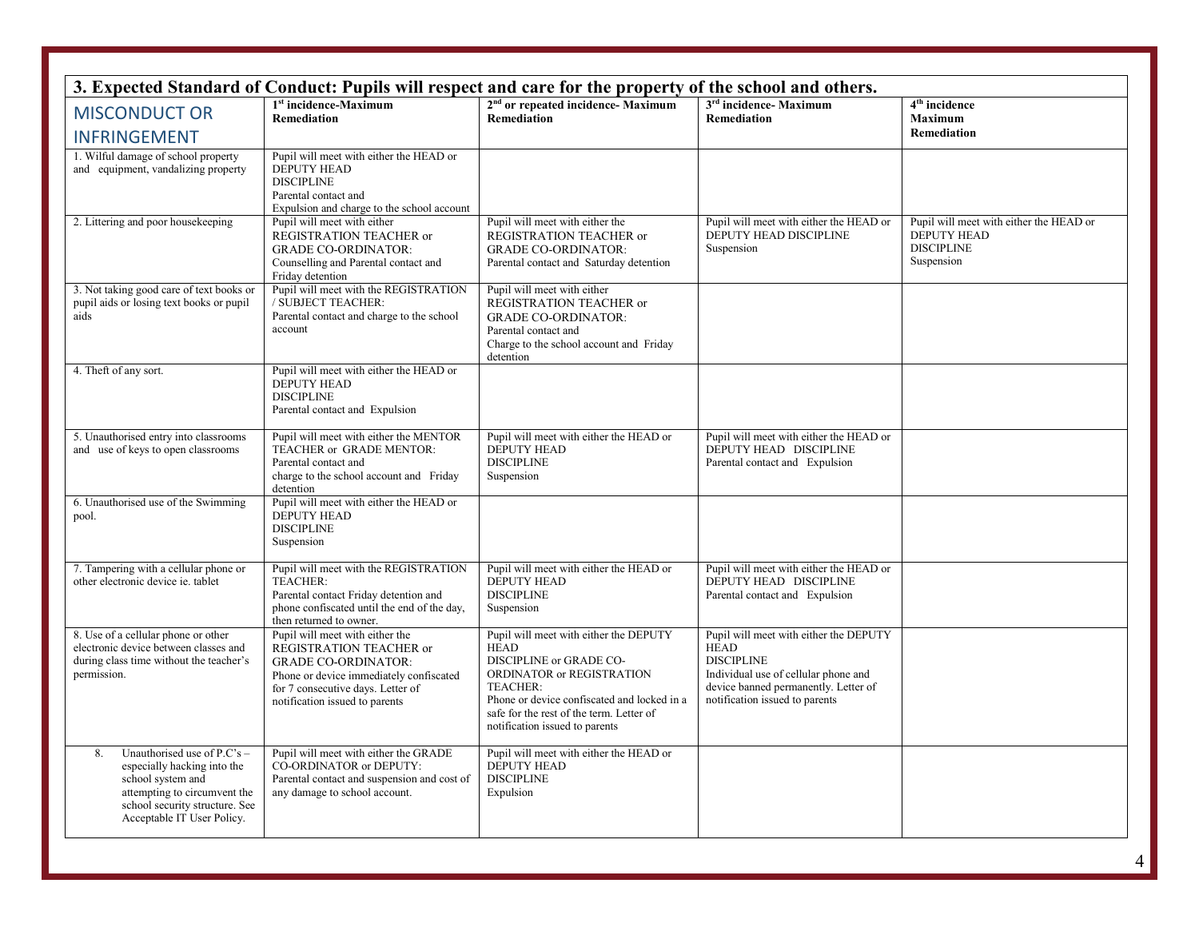### 3. Expected Standard of Conduct: Pupils will respect and care for the property of the school and others.

| MISCONDUCT OR INFRINGEMENT | 1st incidence-Maximum Remediation | 2nd or repeated incidence- Maximum Remediation | 3rd incidence- Maximum Remediation | 4th incidence Maximum Remediation |
|---|---|---|---|---|
| 1. Wilful damage of school property and equipment, vandalizing property | Pupil will meet with either the HEAD or DEPUTY HEAD DISCIPLINE Parental contact and Expulsion and charge to the school account | | | |
| 2. Littering and poor housekeeping | Pupil will meet with either REGISTRATION TEACHER or GRADE CO-ORDINATOR: Counselling and Parental contact and Friday detention | Pupil will meet with either the REGISTRATION TEACHER or GRADE CO-ORDINATOR: Parental contact and Saturday detention | Pupil will meet with either the HEAD or DEPUTY HEAD DISCIPLINE Suspension | Pupil will meet with either the HEAD or DEPUTY HEAD DISCIPLINE Suspension |
| 3. Not taking good care of text books or pupil aids or losing text books or pupil aids | Pupil will meet with the REGISTRATION / SUBJECT TEACHER: Parental contact and charge to the school account | Pupil will meet with either REGISTRATION TEACHER or GRADE CO-ORDINATOR: Parental contact and Charge to the school account and Friday detention | | |
| 4. Theft of any sort. | Pupil will meet with either the HEAD or DEPUTY HEAD DISCIPLINE Parental contact and Expulsion | | | |
| 5. Unauthorised entry into classrooms and use of keys to open classrooms | Pupil will meet with either the MENTOR TEACHER or GRADE MENTOR: Parental contact and charge to the school account and Friday detention | Pupil will meet with either the HEAD or DEPUTY HEAD DISCIPLINE Suspension | Pupil will meet with either the HEAD or DEPUTY HEAD DISCIPLINE Parental contact and Expulsion | |
| 6. Unauthorised use of the Swimming pool. | Pupil will meet with either the HEAD or DEPUTY HEAD DISCIPLINE Suspension | | | |
| 7. Tampering with a cellular phone or other electronic device ie. tablet | Pupil will meet with the REGISTRATION TEACHER: Parental contact Friday detention and phone confiscated until the end of the day, then returned to owner. | Pupil will meet with either the HEAD or DEPUTY HEAD DISCIPLINE Suspension | Pupil will meet with either the HEAD or DEPUTY HEAD DISCIPLINE Parental contact and Expulsion | |
| 8. Use of a cellular phone or other electronic device between classes and during class time without the teacher's permission. | Pupil will meet with either the REGISTRATION TEACHER or GRADE CO-ORDINATOR: Phone or device immediately confiscated for 7 consecutive days. Letter of notification issued to parents | Pupil will meet with either the DEPUTY HEAD DISCIPLINE or GRADE CO-ORDINATOR or REGISTRATION TEACHER: Phone or device confiscated and locked in a safe for the rest of the term. Letter of notification issued to parents | Pupil will meet with either the DEPUTY HEAD DISCIPLINE Individual use of cellular phone and device banned permanently. Letter of notification issued to parents | |
| 8. Unauthorised use of P.C's – especially hacking into the school system and attempting to circumvent the school security structure. See Acceptable IT User Policy. | Pupil will meet with either the GRADE CO-ORDINATOR or DEPUTY: Parental contact and suspension and cost of any damage to school account. | Pupil will meet with either the HEAD or DEPUTY HEAD DISCIPLINE Expulsion | | |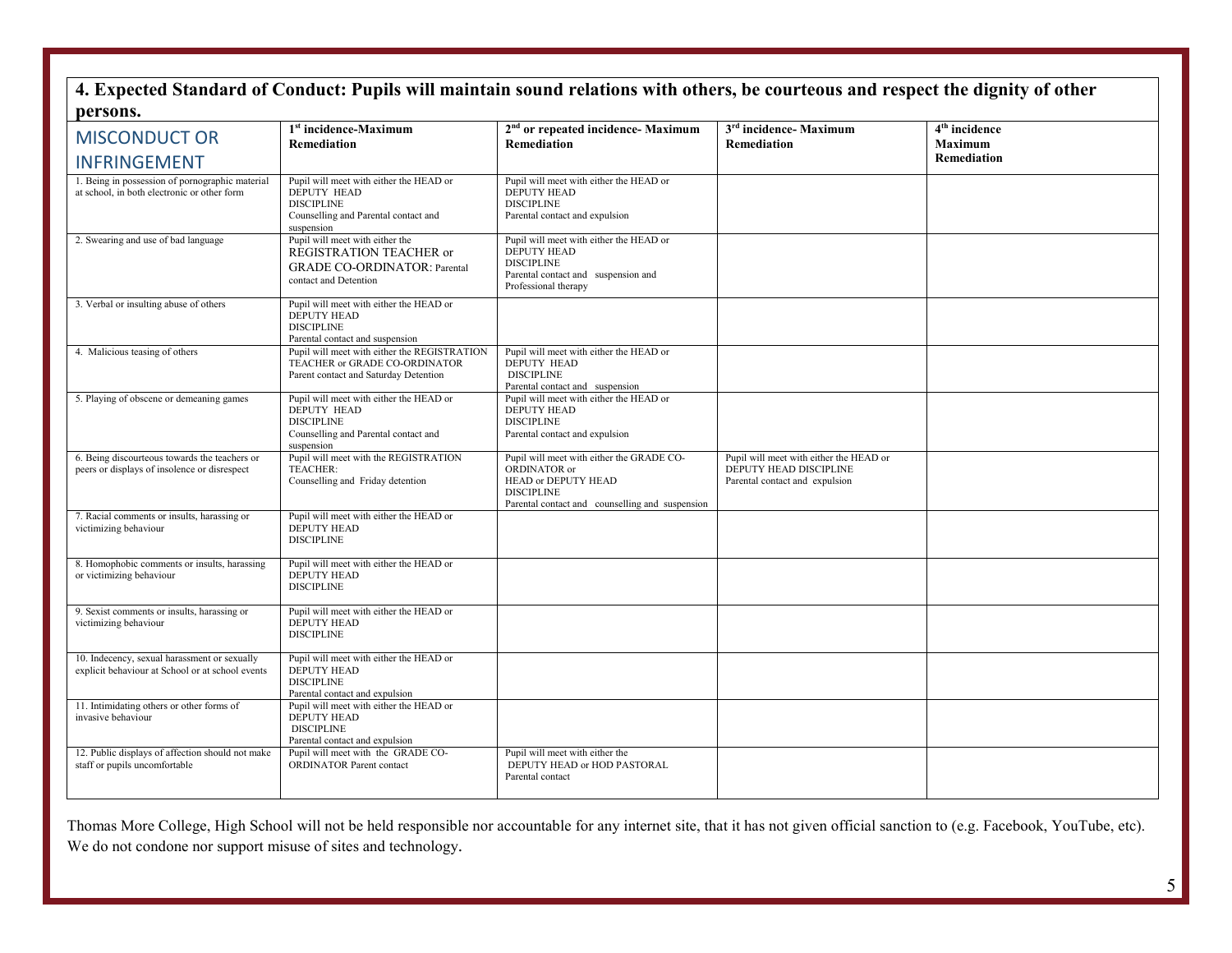## 4. Expected Standard of Conduct: Pupils will maintain sound relations with others, be courteous and respect the dignity of other persons.

| MISCONDUCT OR INFRINGEMENT | 1st incidence-Maximum Remediation | 2nd or repeated incidence- Maximum Remediation | 3rd incidence- Maximum Remediation | 4th incidence Maximum Remediation |
|---|---|---|---|---|
| 1. Being in possession of pornographic material at school, in both electronic or other form | Pupil will meet with either the HEAD or DEPUTY HEAD DISCIPLINE Counselling and Parental contact and suspension | Pupil will meet with either the HEAD or DEPUTY HEAD DISCIPLINE Parental contact and expulsion | | |
| 2. Swearing and use of bad language | Pupil will meet with either the REGISTRATION TEACHER or GRADE CO-ORDINATOR: Parental contact and Detention | Pupil will meet with either the HEAD or DEPUTY HEAD DISCIPLINE Parental contact and suspension and Professional therapy | | |
| 3. Verbal or insulting abuse of others | Pupil will meet with either the HEAD or DEPUTY HEAD DISCIPLINE Parental contact and suspension | | | |
| 4. Malicious teasing of others | Pupil will meet with either the REGISTRATION TEACHER or GRADE CO-ORDINATOR Parent contact and Saturday Detention | Pupil will meet with either the HEAD or DEPUTY HEAD DISCIPLINE Parental contact and suspension | | |
| 5. Playing of obscene or demeaning games | Pupil will meet with either the HEAD or DEPUTY HEAD DISCIPLINE Counselling and Parental contact and suspension | Pupil will meet with either the HEAD or DEPUTY HEAD DISCIPLINE Parental contact and expulsion | | |
| 6. Being discourteous towards the teachers or peers or displays of insolence or disrespect | Pupil will meet with the REGISTRATION TEACHER: Counselling and Friday detention | Pupil will meet with either the GRADE CO-ORDINATOR or HEAD or DEPUTY HEAD DISCIPLINE Parental contact and counselling and suspension | Pupil will meet with either the HEAD or DEPUTY HEAD DISCIPLINE Parental contact and expulsion | |
| 7. Racial comments or insults, harassing or victimizing behaviour | Pupil will meet with either the HEAD or DEPUTY HEAD DISCIPLINE | | | |
| 8. Homophobic comments or insults, harassing or victimizing behaviour | Pupil will meet with either the HEAD or DEPUTY HEAD DISCIPLINE | | | |
| 9. Sexist comments or insults, harassing or victimizing behaviour | Pupil will meet with either the HEAD or DEPUTY HEAD DISCIPLINE | | | |
| 10. Indecency, sexual harassment or sexually explicit behaviour at School or at school events | Pupil will meet with either the HEAD or DEPUTY HEAD DISCIPLINE Parental contact and expulsion | | | |
| 11. Intimidating others or other forms of invasive behaviour | Pupil will meet with either the HEAD or DEPUTY HEAD DISCIPLINE Parental contact and expulsion | | | |
| 12. Public displays of affection should not make staff or pupils uncomfortable | Pupil will meet with the GRADE CO-ORDINATOR Parent contact | Pupil will meet with either the DEPUTY HEAD or HOD PASTORAL Parental contact | | |

Thomas More College, High School will not be held responsible nor accountable for any internet site, that it has not given official sanction to (e.g. Facebook, YouTube, etc). We do not condone nor support misuse of sites and technology.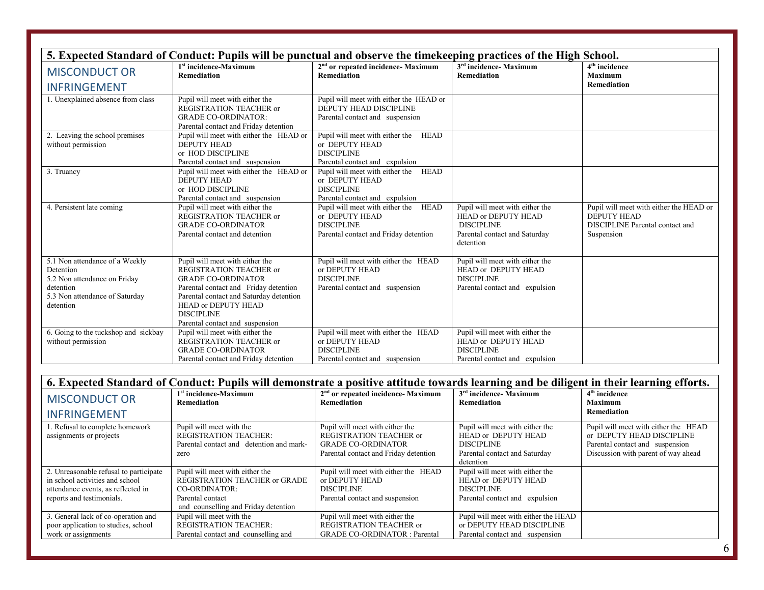## 5. Expected Standard of Conduct: Pupils will be punctual and observe the timekeeping practices of the High School.

| MISCONDUCT OR INFRINGEMENT | 1st incidence-Maximum Remediation | 2nd or repeated incidence- Maximum Remediation | 3rd incidence- Maximum Remediation | 4th incidence Maximum Remediation |
|---|---|---|---|---|
| 1. Unexplained absence from class | Pupil will meet with either the REGISTRATION TEACHER or GRADE CO-ORDINATOR: Parental contact and Friday detention | Pupil will meet with either the HEAD or DEPUTY HEAD DISCIPLINE Parental contact and suspension | | |
| 2. Leaving the school premises without permission | Pupil will meet with either the HEAD or DEPUTY HEAD or HOD DISCIPLINE Parental contact and suspension | Pupil will meet with either the HEAD or DEPUTY HEAD DISCIPLINE Parental contact and expulsion | | |
| 3. Truancy | Pupil will meet with either the HEAD or DEPUTY HEAD or HOD DISCIPLINE Parental contact and suspension | Pupil will meet with either the HEAD or DEPUTY HEAD DISCIPLINE Parental contact and expulsion | | |
| 4. Persistent late coming | Pupil will meet with either the REGISTRATION TEACHER or GRADE CO-ORDINATOR Parental contact and detention | Pupil will meet with either the HEAD or DEPUTY HEAD DISCIPLINE Parental contact and Friday detention | Pupil will meet with either the HEAD or DEPUTY HEAD DISCIPLINE Parental contact and Saturday detention | Pupil will meet with either the HEAD or DEPUTY HEAD DISCIPLINE Parental contact and Suspension |
| 5.1 Non attendance of a Weekly Detention<br>5.2 Non attendance on Friday detention<br>5.3 Non attendance of Saturday detention | Pupil will meet with either the REGISTRATION TEACHER or GRADE CO-ORDINATOR Parental contact and Friday detention Parental contact and Saturday detention HEAD or DEPUTY HEAD DISCIPLINE Parental contact and suspension | Pupil will meet with either the HEAD or DEPUTY HEAD DISCIPLINE Parental contact and suspension | Pupil will meet with either the HEAD or DEPUTY HEAD DISCIPLINE Parental contact and expulsion | |
| 6. Going to the tuckshop and sickbay without permission | Pupil will meet with either the REGISTRATION TEACHER or GRADE CO-ORDINATOR Parental contact and Friday detention | Pupil will meet with either the HEAD or DEPUTY HEAD DISCIPLINE Parental contact and suspension | Pupil will meet with either the HEAD or DEPUTY HEAD DISCIPLINE Parental contact and expulsion | |

## 6. Expected Standard of Conduct: Pupils will demonstrate a positive attitude towards learning and be diligent in their learning efforts.

| MISCONDUCT OR INFRINGEMENT | 1st incidence-Maximum Remediation | 2nd or repeated incidence- Maximum Remediation | 3rd incidence- Maximum Remediation | 4th incidence Maximum Remediation |
|---|---|---|---|---|
| 1. Refusal to complete homework assignments or projects | Pupil will meet with the REGISTRATION TEACHER: Parental contact and detention and mark-zero | Pupil will meet with either the REGISTRATION TEACHER or GRADE CO-ORDINATOR Parental contact and Friday detention | Pupil will meet with either the HEAD or DEPUTY HEAD DISCIPLINE Parental contact and Saturday detention | Pupil will meet with either the HEAD or DEPUTY HEAD DISCIPLINE Parental contact and suspension Discussion with parent of way ahead |
| 2. Unreasonable refusal to participate in school activities and school attendance events, as reflected in reports and testimonials. | Pupil will meet with either the REGISTRATION TEACHER or GRADE CO-ORDINATOR: Parental contact and counselling and Friday detention | Pupil will meet with either the HEAD or DEPUTY HEAD DISCIPLINE Parental contact and suspension | Pupil will meet with either the HEAD or DEPUTY HEAD DISCIPLINE Parental contact and expulsion | |
| 3. General lack of co-operation and poor application to studies, school work or assignments | Pupil will meet with the REGISTRATION TEACHER: Parental contact and counselling and | Pupil will meet with either the REGISTRATION TEACHER or GRADE CO-ORDINATOR : Parental | Pupil will meet with either the HEAD or DEPUTY HEAD DISCIPLINE Parental contact and suspension | |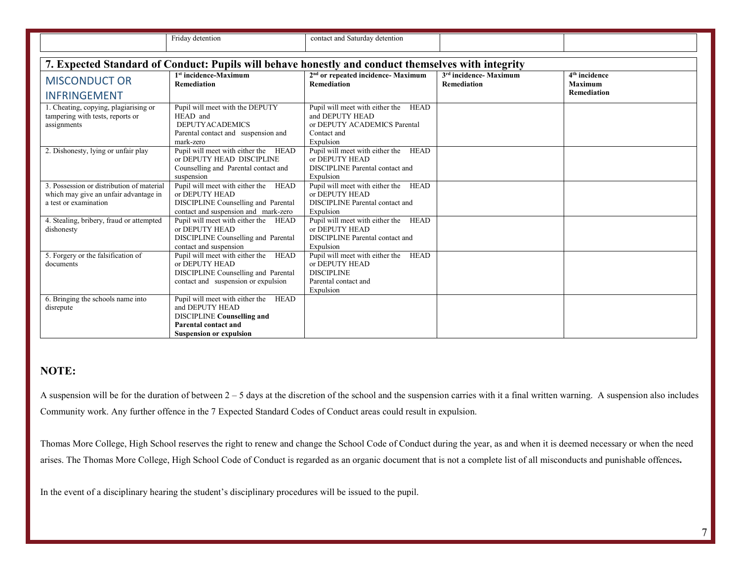| | | | | |
|---|---|---|---|---|
| | Friday detention | contact and Saturday detention | | |

| 7. Expected Standard of Conduct: Pupils will behave honestly and conduct themselves with integrity | | | | |
|---|---|---|---|---|
| MISCONDUCT OR INFRINGEMENT | **1st incidence-Maximum Remediation** | **2nd or repeated incidence- Maximum Remediation** | **3rd incidence- Maximum Remediation** | **4th incidence Maximum Remediation** |
| 1. Cheating, copying, plagiarising or tampering with tests, reports or assignments | Pupil will meet with the DEPUTY HEAD and DEPUTYACADEMICS Parental contact and suspension and mark-zero | Pupil will meet with either the HEAD and DEPUTY HEAD or DEPUTY ACADEMICS Parental Contact and Expulsion | | |
| 2. Dishonesty, lying or unfair play | Pupil will meet with either the HEAD or DEPUTY HEAD DISCIPLINE Counselling and Parental contact and suspension | Pupil will meet with either the HEAD or DEPUTY HEAD DISCIPLINE Parental contact and Expulsion | | |
| 3. Possession or distribution of material which may give an unfair advantage in a test or examination | Pupil will meet with either the HEAD or DEPUTY HEAD DISCIPLINE Counselling and Parental contact and suspension and mark-zero | Pupil will meet with either the HEAD or DEPUTY HEAD DISCIPLINE Parental contact and Expulsion | | |
| 4. Stealing, bribery, fraud or attempted dishonesty | Pupil will meet with either the HEAD or DEPUTY HEAD DISCIPLINE Counselling and Parental contact and suspension | Pupil will meet with either the HEAD or DEPUTY HEAD DISCIPLINE Parental contact and Expulsion | | |
| 5. Forgery or the falsification of documents | Pupil will meet with either the HEAD or DEPUTY HEAD DISCIPLINE Counselling and Parental contact and suspension or expulsion | Pupil will meet with either the HEAD or DEPUTY HEAD DISCIPLINE Parental contact and Expulsion | | |
| 6. Bringing the schools name into disrepute | Pupil will meet with either the HEAD and DEPUTY HEAD DISCIPLINE **Counselling and Parental contact and Suspension or expulsion** | | | |

## NOTE:

A suspension will be for the duration of between 2 – 5 days at the discretion of the school and the suspension carries with it a final written warning. A suspension also includes Community work. Any further offence in the 7 Expected Standard Codes of Conduct areas could result in expulsion.

Thomas More College, High School reserves the right to renew and change the School Code of Conduct during the year, as and when it is deemed necessary or when the need arises. The Thomas More College, High School Code of Conduct is regarded as an organic document that is not a complete list of all misconducts and punishable offences**.**

In the event of a disciplinary hearing the student's disciplinary procedures will be issued to the pupil.